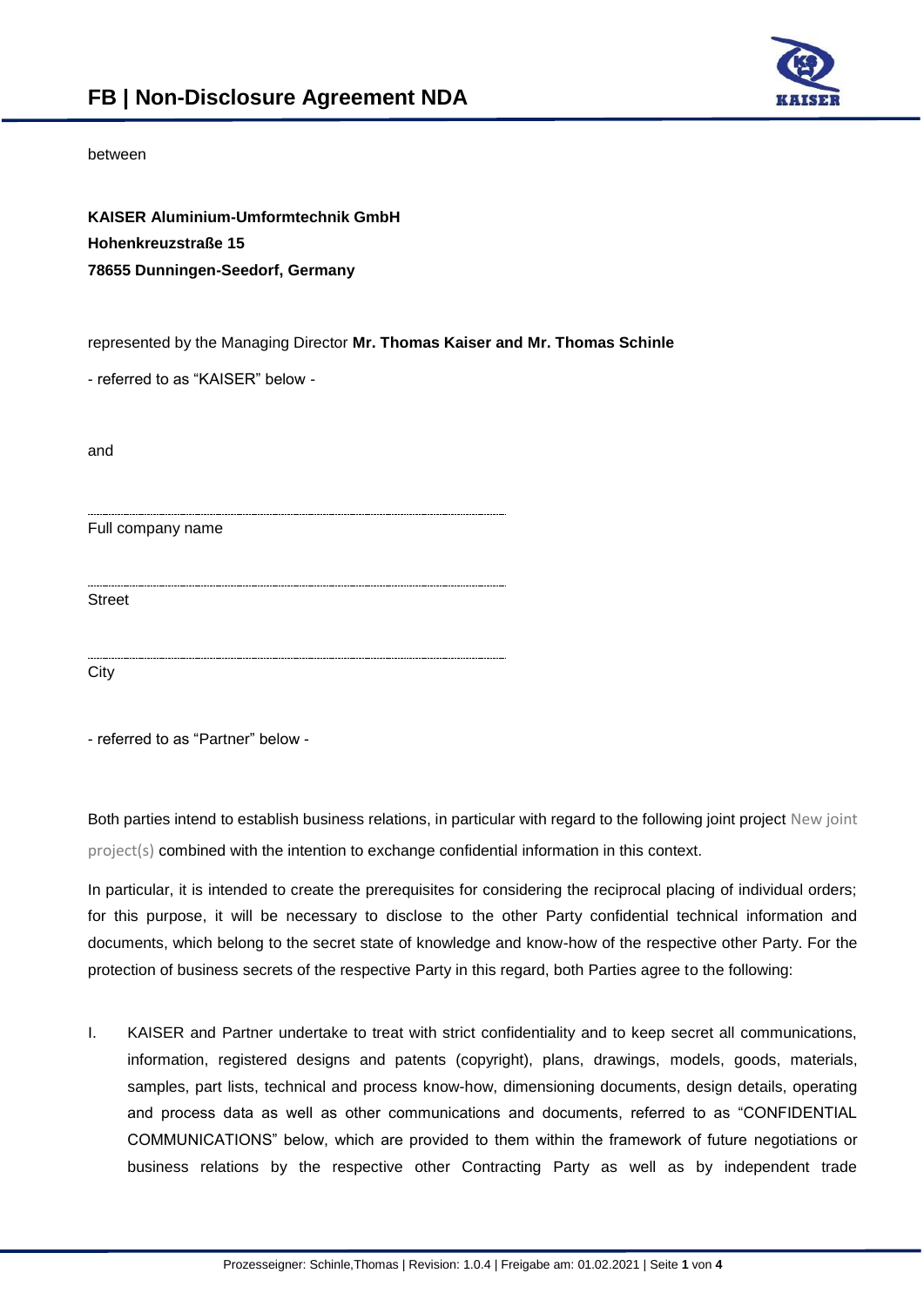# FB | Non-Disclosure Agreement NDA

between

**KAISER Aluminium-Umformtechnik GmbH**
**Hohenkreuzstraße 15**
**78655 Dunningen-Seedorf, Germany**

represented by the Managing Director **Mr. Thomas Kaiser and Mr. Thomas Schinle**

- referred to as "KAISER" below -

and

..............................................................................................................
Full company name

..............................................................................................................
Street

..............................................................................................................
City

- referred to as "Partner" below -

Both parties intend to establish business relations, in particular with regard to the following joint project New joint project(s) combined with the intention to exchange confidential information in this context.

In particular, it is intended to create the prerequisites for considering the reciprocal placing of individual orders; for this purpose, it will be necessary to disclose to the other Party confidential technical information and documents, which belong to the secret state of knowledge and know-how of the respective other Party. For the protection of business secrets of the respective Party in this regard, both Parties agree to the following:

I. KAISER and Partner undertake to treat with strict confidentiality and to keep secret all communications, information, registered designs and patents (copyright), plans, drawings, models, goods, materials, samples, part lists, technical and process know-how, dimensioning documents, design details, operating and process data as well as other communications and documents, referred to as "CONFIDENTIAL COMMUNICATIONS" below, which are provided to them within the framework of future negotiations or business relations by the respective other Contracting Party as well as by independent trade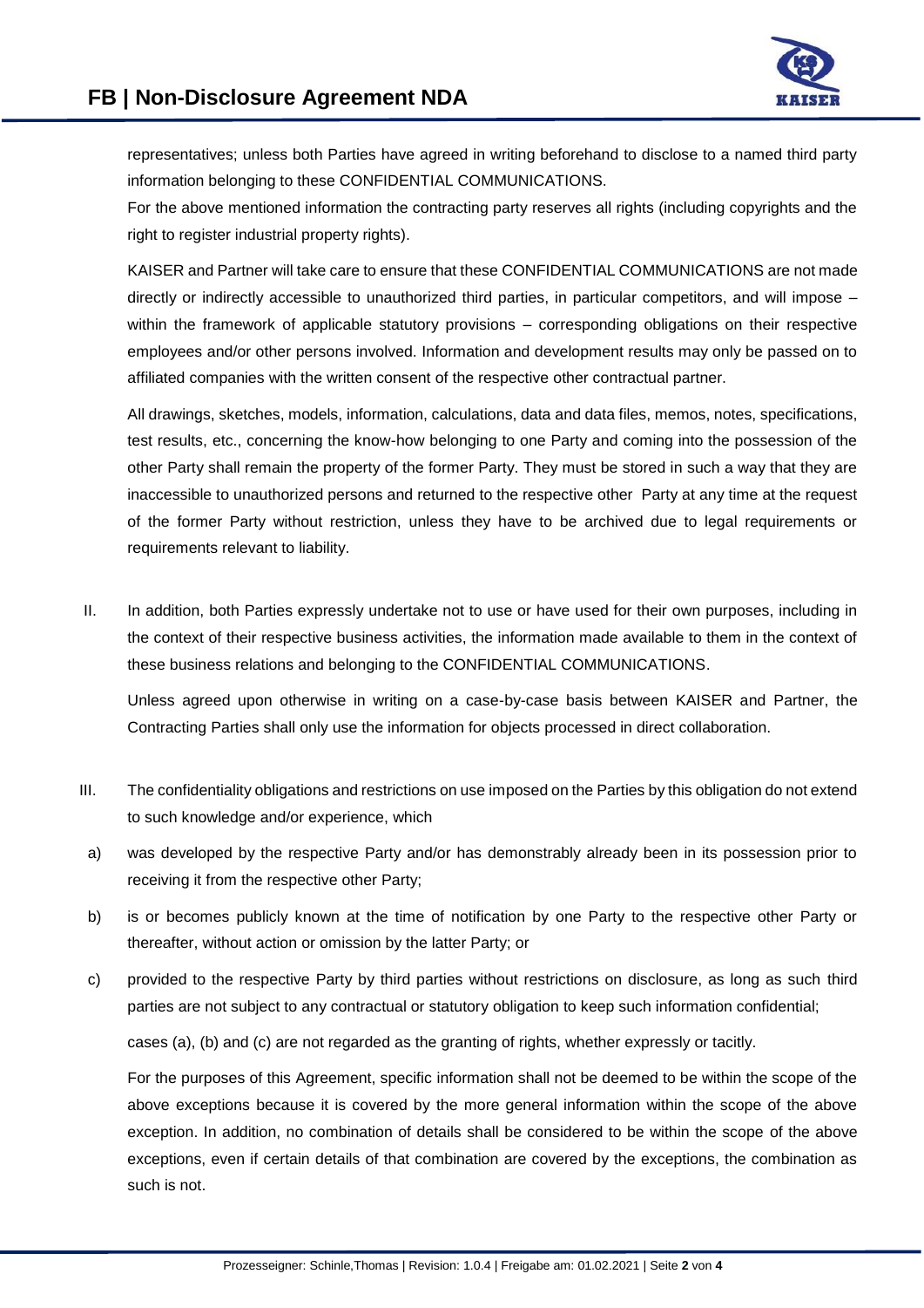representatives; unless both Parties have agreed in writing beforehand to disclose to a named third party information belonging to these CONFIDENTIAL COMMUNICATIONS.

For the above mentioned information the contracting party reserves all rights (including copyrights and the right to register industrial property rights).

KAISER and Partner will take care to ensure that these CONFIDENTIAL COMMUNICATIONS are not made directly or indirectly accessible to unauthorized third parties, in particular competitors, and will impose – within the framework of applicable statutory provisions – corresponding obligations on their respective employees and/or other persons involved. Information and development results may only be passed on to affiliated companies with the written consent of the respective other contractual partner.

All drawings, sketches, models, information, calculations, data and data files, memos, notes, specifications, test results, etc., concerning the know-how belonging to one Party and coming into the possession of the other Party shall remain the property of the former Party. They must be stored in such a way that they are inaccessible to unauthorized persons and returned to the respective other Party at any time at the request of the former Party without restriction, unless they have to be archived due to legal requirements or requirements relevant to liability.

II. In addition, both Parties expressly undertake not to use or have used for their own purposes, including in the context of their respective business activities, the information made available to them in the context of these business relations and belonging to the CONFIDENTIAL COMMUNICATIONS.

Unless agreed upon otherwise in writing on a case-by-case basis between KAISER and Partner, the Contracting Parties shall only use the information for objects processed in direct collaboration.

III. The confidentiality obligations and restrictions on use imposed on the Parties by this obligation do not extend to such knowledge and/or experience, which

a) was developed by the respective Party and/or has demonstrably already been in its possession prior to receiving it from the respective other Party;

b) is or becomes publicly known at the time of notification by one Party to the respective other Party or thereafter, without action or omission by the latter Party; or

c) provided to the respective Party by third parties without restrictions on disclosure, as long as such third parties are not subject to any contractual or statutory obligation to keep such information confidential;

cases (a), (b) and (c) are not regarded as the granting of rights, whether expressly or tacitly.

For the purposes of this Agreement, specific information shall not be deemed to be within the scope of the above exceptions because it is covered by the more general information within the scope of the above exception. In addition, no combination of details shall be considered to be within the scope of the above exceptions, even if certain details of that combination are covered by the exceptions, the combination as such is not.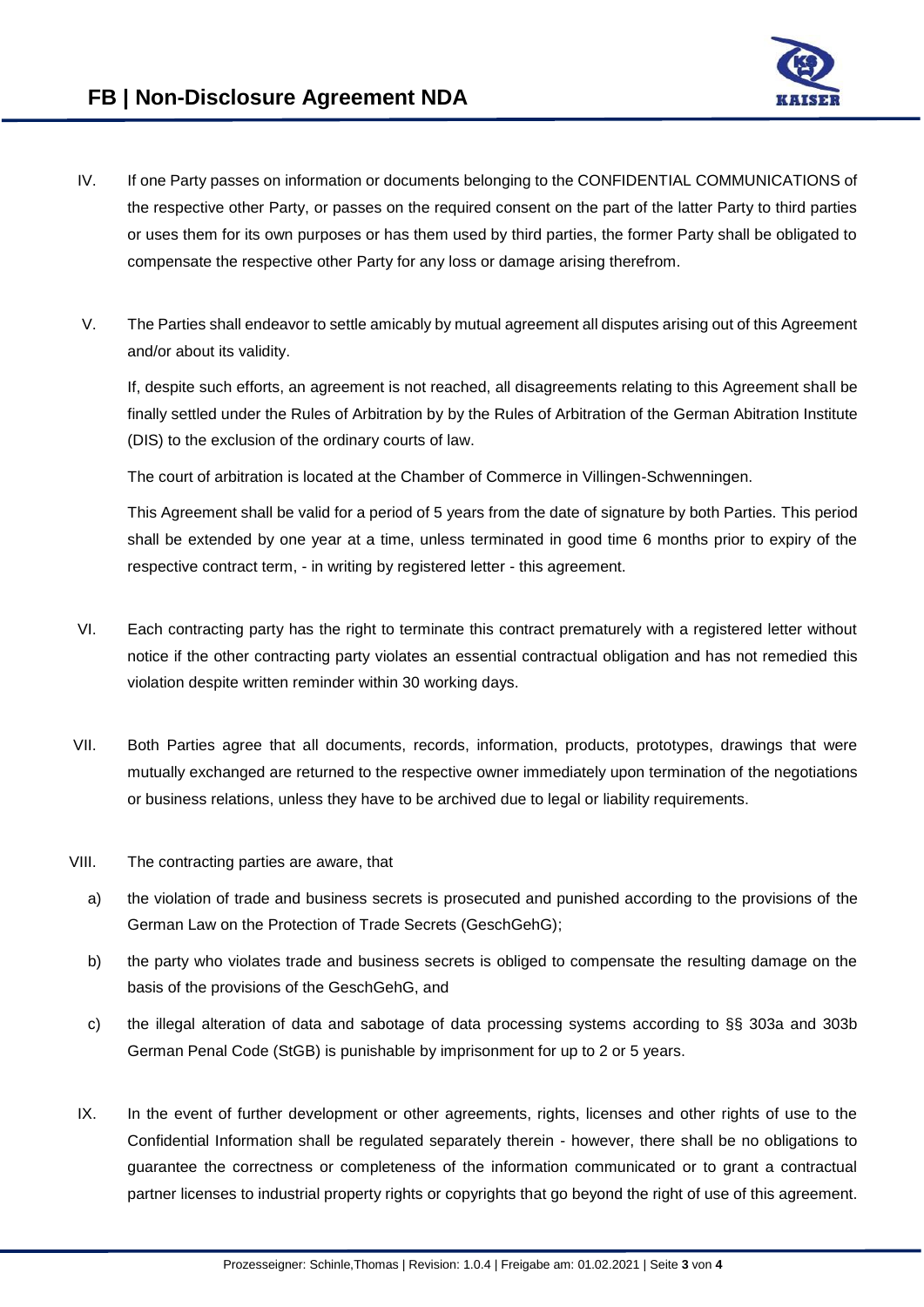IV. If one Party passes on information or documents belonging to the CONFIDENTIAL COMMUNICATIONS of the respective other Party, or passes on the required consent on the part of the latter Party to third parties or uses them for its own purposes or has them used by third parties, the former Party shall be obligated to compensate the respective other Party for any loss or damage arising therefrom.

V. The Parties shall endeavor to settle amicably by mutual agreement all disputes arising out of this Agreement and/or about its validity.

If, despite such efforts, an agreement is not reached, all disagreements relating to this Agreement shall be finally settled under the Rules of Arbitration by by the Rules of Arbitration of the German Abitration Institute (DIS) to the exclusion of the ordinary courts of law.

The court of arbitration is located at the Chamber of Commerce in Villingen-Schwenningen.

This Agreement shall be valid for a period of 5 years from the date of signature by both Parties. This period shall be extended by one year at a time, unless terminated in good time 6 months prior to expiry of the respective contract term, - in writing by registered letter - this agreement.

VI. Each contracting party has the right to terminate this contract prematurely with a registered letter without notice if the other contracting party violates an essential contractual obligation and has not remedied this violation despite written reminder within 30 working days.

VII. Both Parties agree that all documents, records, information, products, prototypes, drawings that were mutually exchanged are returned to the respective owner immediately upon termination of the negotiations or business relations, unless they have to be archived due to legal or liability requirements.

VIII. The contracting parties are aware, that

a) the violation of trade and business secrets is prosecuted and punished according to the provisions of the German Law on the Protection of Trade Secrets (GeschGehG);

b) the party who violates trade and business secrets is obliged to compensate the resulting damage on the basis of the provisions of the GeschGehG, and

c) the illegal alteration of data and sabotage of data processing systems according to §§ 303a and 303b German Penal Code (StGB) is punishable by imprisonment for up to 2 or 5 years.

IX. In the event of further development or other agreements, rights, licenses and other rights of use to the Confidential Information shall be regulated separately therein - however, there shall be no obligations to guarantee the correctness or completeness of the information communicated or to grant a contractual partner licenses to industrial property rights or copyrights that go beyond the right of use of this agreement.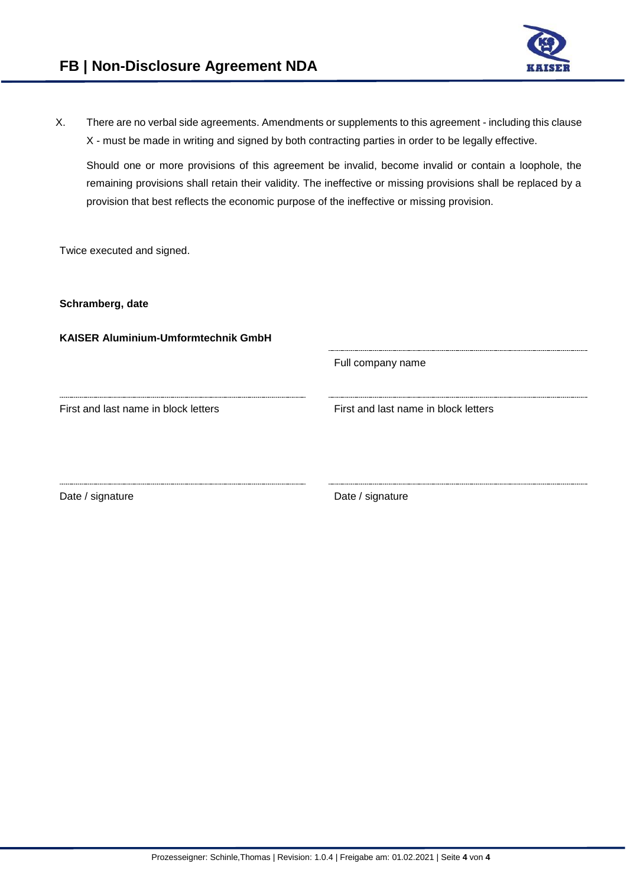X. There are no verbal side agreements. Amendments or supplements to this agreement - including this clause X - must be made in writing and signed by both contracting parties in order to be legally effective.

Should one or more provisions of this agreement be invalid, become invalid or contain a loophole, the remaining provisions shall retain their validity. The ineffective or missing provisions shall be replaced by a provision that best reflects the economic purpose of the ineffective or missing provision.

Twice executed and signed.

**Schramberg, date**

| | |
|---|---|
| **KAISER Aluminium-Umformtechnik GmbH** | ........................................ |
| | Full company name |
| ........................................ | ........................................ |
| First and last name in block letters | First and last name in block letters |
| ........................................ | ........................................ |
| Date / signature | Date / signature |